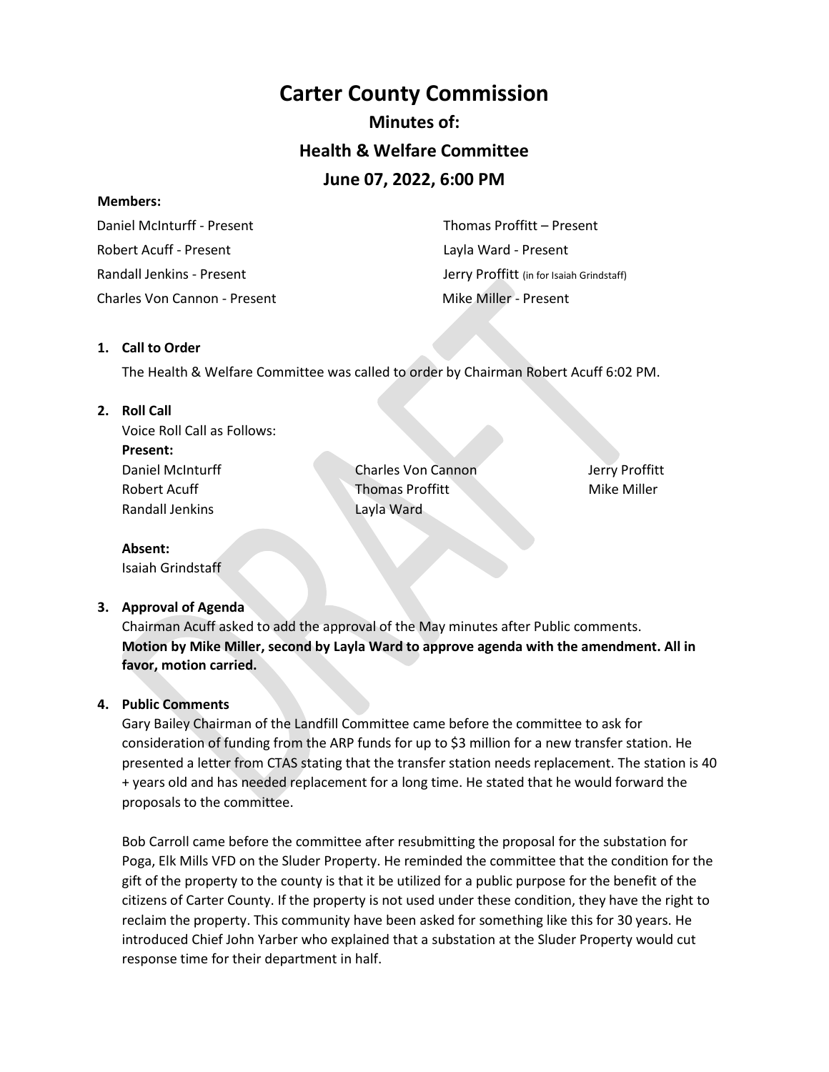# Carter County Commission

## Minutes of:

## Health & Welfare Committee

## June 07, 2022, 6:00 PM

**Members:**

| | |
|---|---|
| Daniel McInturff - Present | Thomas Proffitt – Present |
| Robert Acuff - Present | Layla Ward - Present |
| Randall Jenkins - Present | Jerry Proffitt (in for Isaiah Grindstaff) |
| Charles Von Cannon - Present | Mike Miller - Present |

1. **Call to Order**

   The Health & Welfare Committee was called to order by Chairman Robert Acuff 6:02 PM.

2. **Roll Call**

   Voice Roll Call as Follows:

   **Present:**

   | | | |
   |---|---|---|
   | Daniel McInturff | Charles Von Cannon | Jerry Proffitt |
   | Robert Acuff | Thomas Proffitt | Mike Miller |
   | Randall Jenkins | Layla Ward | |

   **Absent:**

   Isaiah Grindstaff

3. **Approval of Agenda**

   Chairman Acuff asked to add the approval of the May minutes after Public comments.
   **Motion by Mike Miller, second by Layla Ward to approve agenda with the amendment. All in favor, motion carried.**

4. **Public Comments**

   Gary Bailey Chairman of the Landfill Committee came before the committee to ask for consideration of funding from the ARP funds for up to $3 million for a new transfer station. He presented a letter from CTAS stating that the transfer station needs replacement. The station is 40 + years old and has needed replacement for a long time. He stated that he would forward the proposals to the committee.

   Bob Carroll came before the committee after resubmitting the proposal for the substation for Poga, Elk Mills VFD on the Sluder Property. He reminded the committee that the condition for the gift of the property to the county is that it be utilized for a public purpose for the benefit of the citizens of Carter County. If the property is not used under these condition, they have the right to reclaim the property. This community have been asked for something like this for 30 years. He introduced Chief John Yarber who explained that a substation at the Sluder Property would cut response time for their department in half.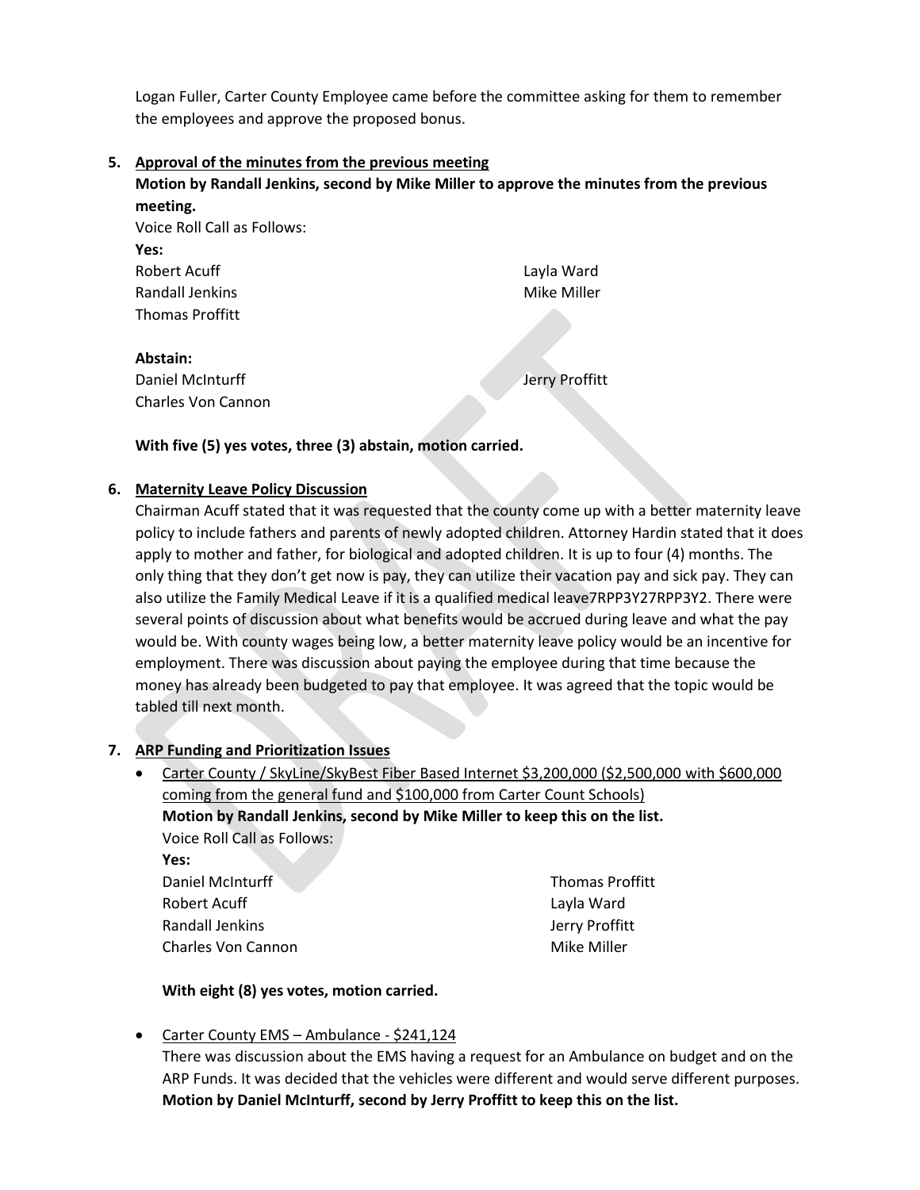Logan Fuller, Carter County Employee came before the committee asking for them to remember the employees and approve the proposed bonus.

5. **Approval of the minutes from the previous meeting**

**Motion by Randall Jenkins, second by Mike Miller to approve the minutes from the previous meeting.**

Voice Roll Call as Follows:

**Yes:**

Robert Acuff
Layla Ward
Randall Jenkins
Mike Miller
Thomas Proffitt

**Abstain:**

Daniel McInturff
Jerry Proffitt
Charles Von Cannon

**With five (5) yes votes, three (3) abstain, motion carried.**

6. **Maternity Leave Policy Discussion**

Chairman Acuff stated that it was requested that the county come up with a better maternity leave policy to include fathers and parents of newly adopted children. Attorney Hardin stated that it does apply to mother and father, for biological and adopted children. It is up to four (4) months. The only thing that they don't get now is pay, they can utilize their vacation pay and sick pay. They can also utilize the Family Medical Leave if it is a qualified medical leave7RPP3Y27RPP3Y2. There were several points of discussion about what benefits would be accrued during leave and what the pay would be. With county wages being low, a better maternity leave policy would be an incentive for employment. There was discussion about paying the employee during that time because the money has already been budgeted to pay that employee. It was agreed that the topic would be tabled till next month.

7. **ARP Funding and Prioritization Issues**

- Carter County / SkyLine/SkyBest Fiber Based Internet $3,200,000 ($2,500,000 with $600,000 coming from the general fund and $100,000 from Carter Count Schools)

  **Motion by Randall Jenkins, second by Mike Miller to keep this on the list.**

  Voice Roll Call as Follows:

  **Yes:**

  Daniel McInturff
  Thomas Proffitt
  Robert Acuff
  Layla Ward
  Randall Jenkins
  Jerry Proffitt
  Charles Von Cannon
  Mike Miller

  **With eight (8) yes votes, motion carried.**

- Carter County EMS – Ambulance - $241,124

  There was discussion about the EMS having a request for an Ambulance on budget and on the ARP Funds. It was decided that the vehicles were different and would serve different purposes.

  **Motion by Daniel McInturff, second by Jerry Proffitt to keep this on the list.**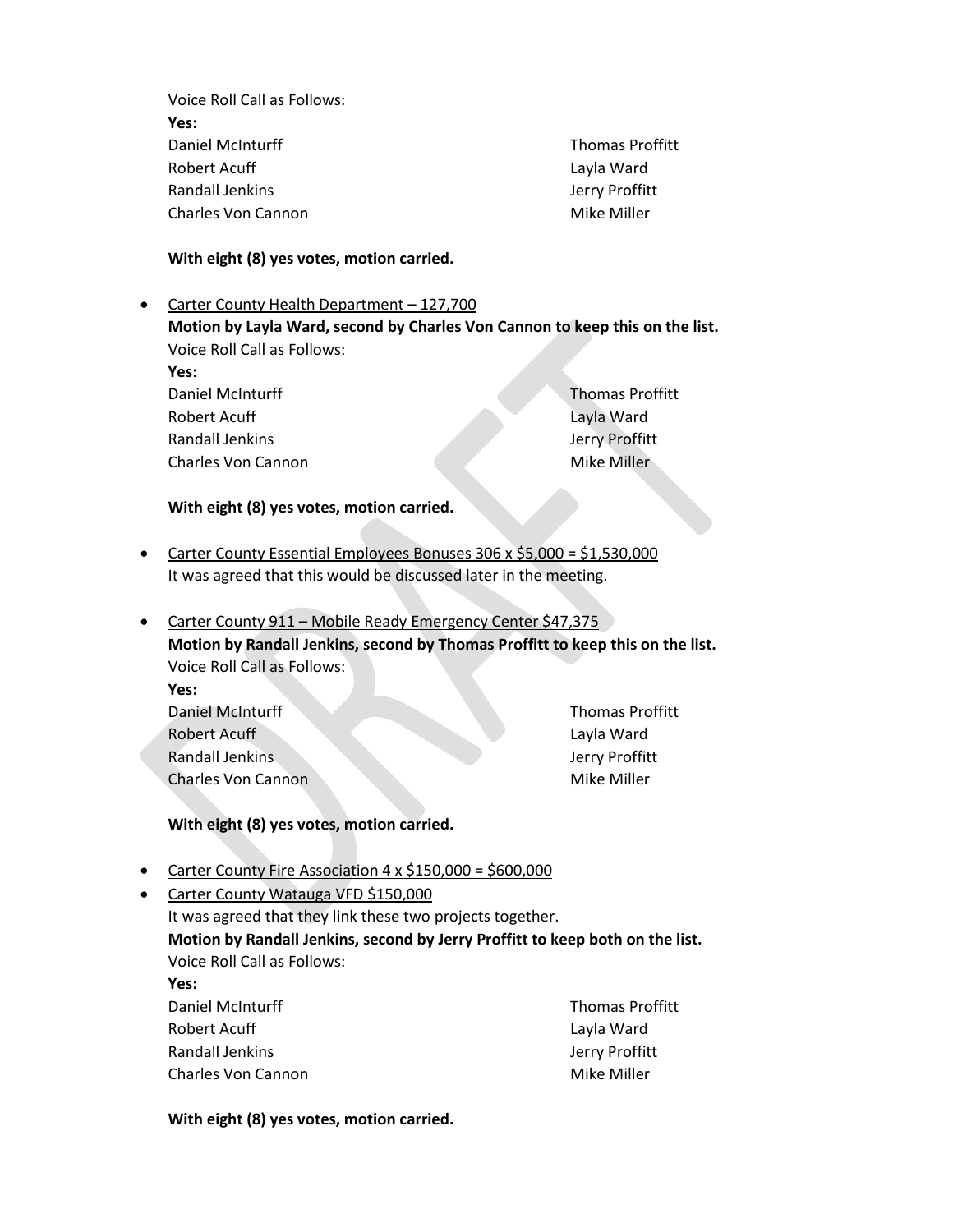Voice Roll Call as Follows:

**Yes:**

Daniel McInturff
Robert Acuff
Randall Jenkins
Charles Von Cannon
Thomas Proffitt
Layla Ward
Jerry Proffitt
Mike Miller

**With eight (8) yes votes, motion carried.**

- <u>Carter County Health Department – 127,700</u>
  **Motion by Layla Ward, second by Charles Von Cannon to keep this on the list.**
  Voice Roll Call as Follows:
  **Yes:**
  Daniel McInturff
  Robert Acuff
  Randall Jenkins
  Charles Von Cannon
  Thomas Proffitt
  Layla Ward
  Jerry Proffitt
  Mike Miller

  **With eight (8) yes votes, motion carried.**

- <u>Carter County Essential Employees Bonuses 306 x $5,000 = $1,530,000</u>
  It was agreed that this would be discussed later in the meeting.

- <u>Carter County 911 – Mobile Ready Emergency Center $47,375</u>
  **Motion by Randall Jenkins, second by Thomas Proffitt to keep this on the list.**
  Voice Roll Call as Follows:
  **Yes:**
  Daniel McInturff
  Robert Acuff
  Randall Jenkins
  Charles Von Cannon
  Thomas Proffitt
  Layla Ward
  Jerry Proffitt
  Mike Miller

  **With eight (8) yes votes, motion carried.**

- <u>Carter County Fire Association 4 x $150,000 = $600,000</u>
- <u>Carter County Watauga VFD $150,000</u>
  It was agreed that they link these two projects together.
  **Motion by Randall Jenkins, second by Jerry Proffitt to keep both on the list.**
  Voice Roll Call as Follows:
  **Yes:**
  Daniel McInturff
  Robert Acuff
  Randall Jenkins
  Charles Von Cannon
  Thomas Proffitt
  Layla Ward
  Jerry Proffitt
  Mike Miller

  **With eight (8) yes votes, motion carried.**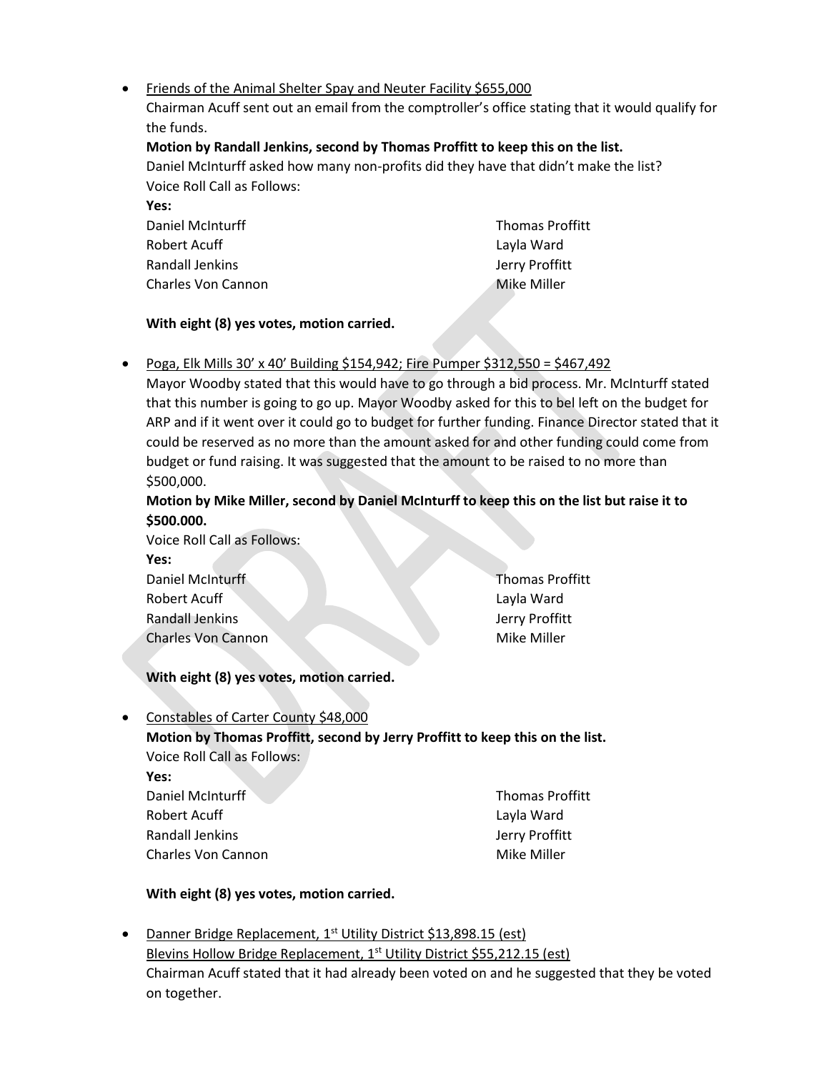- Friends of the Animal Shelter Spay and Neuter Facility $655,000

  Chairman Acuff sent out an email from the comptroller's office stating that it would qualify for the funds.

  **Motion by Randall Jenkins, second by Thomas Proffitt to keep this on the list.**

  Daniel McInturff asked how many non-profits did they have that didn't make the list?

  Voice Roll Call as Follows:

  **Yes:**

  | | |
  |---|---|
  | Daniel McInturff | Thomas Proffitt |
  | Robert Acuff | Layla Ward |
  | Randall Jenkins | Jerry Proffitt |
  | Charles Von Cannon | Mike Miller |

  **With eight (8) yes votes, motion carried.**

- Poga, Elk Mills 30' x 40' Building $154,942; Fire Pumper $312,550 = $467,492

  Mayor Woodby stated that this would have to go through a bid process. Mr. McInturff stated that this number is going to go up. Mayor Woodby asked for this to bel left on the budget for ARP and if it went over it could go to budget for further funding. Finance Director stated that it could be reserved as no more than the amount asked for and other funding could come from budget or fund raising. It was suggested that the amount to be raised to no more than $500,000.

  **Motion by Mike Miller, second by Daniel McInturff to keep this on the list but raise it to $500.000.**

  Voice Roll Call as Follows:

  **Yes:**

  | | |
  |---|---|
  | Daniel McInturff | Thomas Proffitt |
  | Robert Acuff | Layla Ward |
  | Randall Jenkins | Jerry Proffitt |
  | Charles Von Cannon | Mike Miller |

  **With eight (8) yes votes, motion carried.**

- Constables of Carter County $48,000

  **Motion by Thomas Proffitt, second by Jerry Proffitt to keep this on the list.**

  Voice Roll Call as Follows:

  **Yes:**

  | | |
  |---|---|
  | Daniel McInturff | Thomas Proffitt |
  | Robert Acuff | Layla Ward |
  | Randall Jenkins | Jerry Proffitt |
  | Charles Von Cannon | Mike Miller |

  **With eight (8) yes votes, motion carried.**

- Danner Bridge Replacement, 1st Utility District $13,898.15 (est)

  Blevins Hollow Bridge Replacement, 1st Utility District $55,212.15 (est)

  Chairman Acuff stated that it had already been voted on and he suggested that they be voted on together.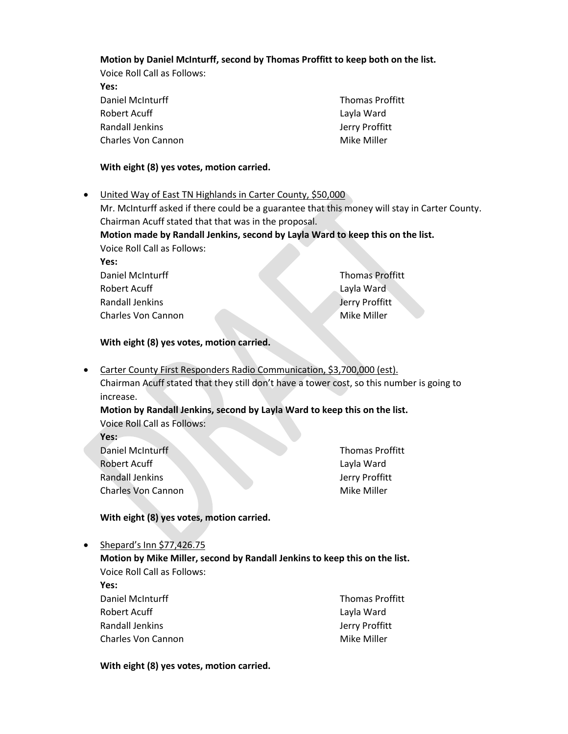**Motion by Daniel McInturff, second by Thomas Proffitt to keep both on the list.**

Voice Roll Call as Follows:

**Yes:**

Daniel McInturff
Thomas Proffitt
Robert Acuff
Layla Ward
Randall Jenkins
Jerry Proffitt
Charles Von Cannon
Mike Miller

**With eight (8) yes votes, motion carried.**

- United Way of East TN Highlands in Carter County, $50,000

  Mr. McInturff asked if there could be a guarantee that this money will stay in Carter County. Chairman Acuff stated that that was in the proposal.

  **Motion made by Randall Jenkins, second by Layla Ward to keep this on the list.**

  Voice Roll Call as Follows:

  **Yes:**

  Daniel McInturff
  Thomas Proffitt
  Robert Acuff
  Layla Ward
  Randall Jenkins
  Jerry Proffitt
  Charles Von Cannon
  Mike Miller

  **With eight (8) yes votes, motion carried.**

- Carter County First Responders Radio Communication, $3,700,000 (est).

  Chairman Acuff stated that they still don't have a tower cost, so this number is going to increase.

  **Motion by Randall Jenkins, second by Layla Ward to keep this on the list.**

  Voice Roll Call as Follows:

  **Yes:**

  Daniel McInturff
  Thomas Proffitt
  Robert Acuff
  Layla Ward
  Randall Jenkins
  Jerry Proffitt
  Charles Von Cannon
  Mike Miller

  **With eight (8) yes votes, motion carried.**

- Shepard's Inn $77,426.75

  **Motion by Mike Miller, second by Randall Jenkins to keep this on the list.**

  Voice Roll Call as Follows:

  **Yes:**

  Daniel McInturff
  Thomas Proffitt
  Robert Acuff
  Layla Ward
  Randall Jenkins
  Jerry Proffitt
  Charles Von Cannon
  Mike Miller

  **With eight (8) yes votes, motion carried.**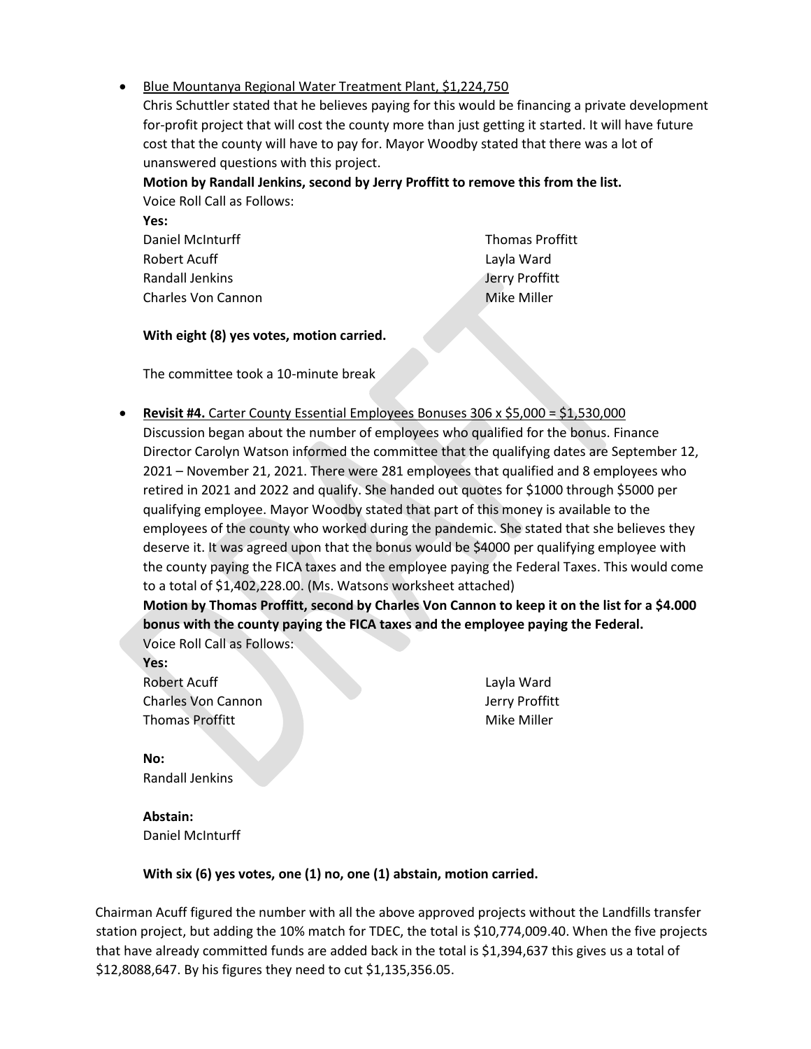- Blue Mountanya Regional Water Treatment Plant, $1,224,750

  Chris Schuttler stated that he believes paying for this would be financing a private development for-profit project that will cost the county more than just getting it started. It will have future cost that the county will have to pay for. Mayor Woodby stated that there was a lot of unanswered questions with this project.

  **Motion by Randall Jenkins, second by Jerry Proffitt to remove this from the list.**

  Voice Roll Call as Follows:

  **Yes:**

  Daniel McInturff
  Robert Acuff
  Randall Jenkins
  Charles Von Cannon
  Thomas Proffitt
  Layla Ward
  Jerry Proffitt
  Mike Miller

  **With eight (8) yes votes, motion carried.**

  The committee took a 10-minute break

- **Revisit #4.** Carter County Essential Employees Bonuses 306 x $5,000 = $1,530,000

  Discussion began about the number of employees who qualified for the bonus. Finance Director Carolyn Watson informed the committee that the qualifying dates are September 12, 2021 – November 21, 2021. There were 281 employees that qualified and 8 employees who retired in 2021 and 2022 and qualify. She handed out quotes for $1000 through $5000 per qualifying employee. Mayor Woodby stated that part of this money is available to the employees of the county who worked during the pandemic. She stated that she believes they deserve it. It was agreed upon that the bonus would be $4000 per qualifying employee with the county paying the FICA taxes and the employee paying the Federal Taxes. This would come to a total of $1,402,228.00. (Ms. Watsons worksheet attached)

  **Motion by Thomas Proffitt, second by Charles Von Cannon to keep it on the list for a $4.000 bonus with the county paying the FICA taxes and the employee paying the Federal.**

  Voice Roll Call as Follows:

  **Yes:**

  Robert Acuff
  Charles Von Cannon
  Thomas Proffitt
  Layla Ward
  Jerry Proffitt
  Mike Miller

  **No:**

  Randall Jenkins

  **Abstain:**

  Daniel McInturff

  **With six (6) yes votes, one (1) no, one (1) abstain, motion carried.**

Chairman Acuff figured the number with all the above approved projects without the Landfills transfer station project, but adding the 10% match for TDEC, the total is $10,774,009.40. When the five projects that have already committed funds are added back in the total is $1,394,637 this gives us a total of $12,8088,647. By his figures they need to cut $1,135,356.05.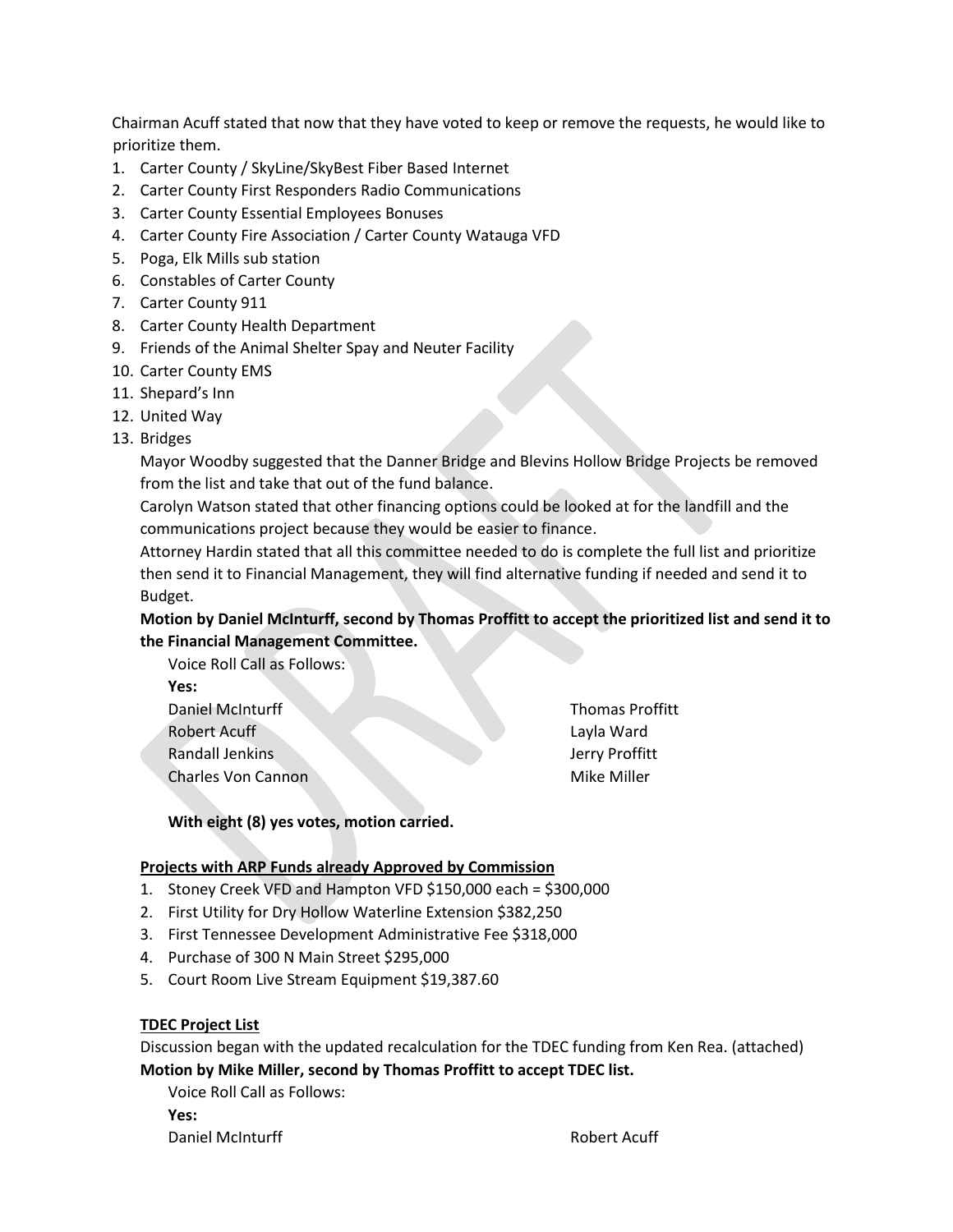Chairman Acuff stated that now that they have voted to keep or remove the requests, he would like to prioritize them.

1. Carter County / SkyLine/SkyBest Fiber Based Internet
2. Carter County First Responders Radio Communications
3. Carter County Essential Employees Bonuses
4. Carter County Fire Association / Carter County Watauga VFD
5. Poga, Elk Mills sub station
6. Constables of Carter County
7. Carter County 911
8. Carter County Health Department
9. Friends of the Animal Shelter Spay and Neuter Facility
10. Carter County EMS
11. Shepard's Inn
12. United Way
13. Bridges

   Mayor Woodby suggested that the Danner Bridge and Blevins Hollow Bridge Projects be removed from the list and take that out of the fund balance.

   Carolyn Watson stated that other financing options could be looked at for the landfill and the communications project because they would be easier to finance.

   Attorney Hardin stated that all this committee needed to do is complete the full list and prioritize then send it to Financial Management, they will find alternative funding if needed and send it to Budget.

   **Motion by Daniel McInturff, second by Thomas Proffitt to accept the prioritized list and send it to the Financial Management Committee.**

   Voice Roll Call as Follows:

   **Yes:**

   Daniel McInturff
   Thomas Proffitt
   Robert Acuff
   Layla Ward
   Randall Jenkins
   Jerry Proffitt
   Charles Von Cannon
   Mike Miller

   **With eight (8) yes votes, motion carried.**

**Projects with ARP Funds already Approved by Commission**

1. Stoney Creek VFD and Hampton VFD $150,000 each = $300,000
2. First Utility for Dry Hollow Waterline Extension $382,250
3. First Tennessee Development Administrative Fee $318,000
4. Purchase of 300 N Main Street $295,000
5. Court Room Live Stream Equipment $19,387.60

**TDEC Project List**

Discussion began with the updated recalculation for the TDEC funding from Ken Rea. (attached)

**Motion by Mike Miller, second by Thomas Proffitt to accept TDEC list.**

Voice Roll Call as Follows:

**Yes:**

Daniel McInturff
Robert Acuff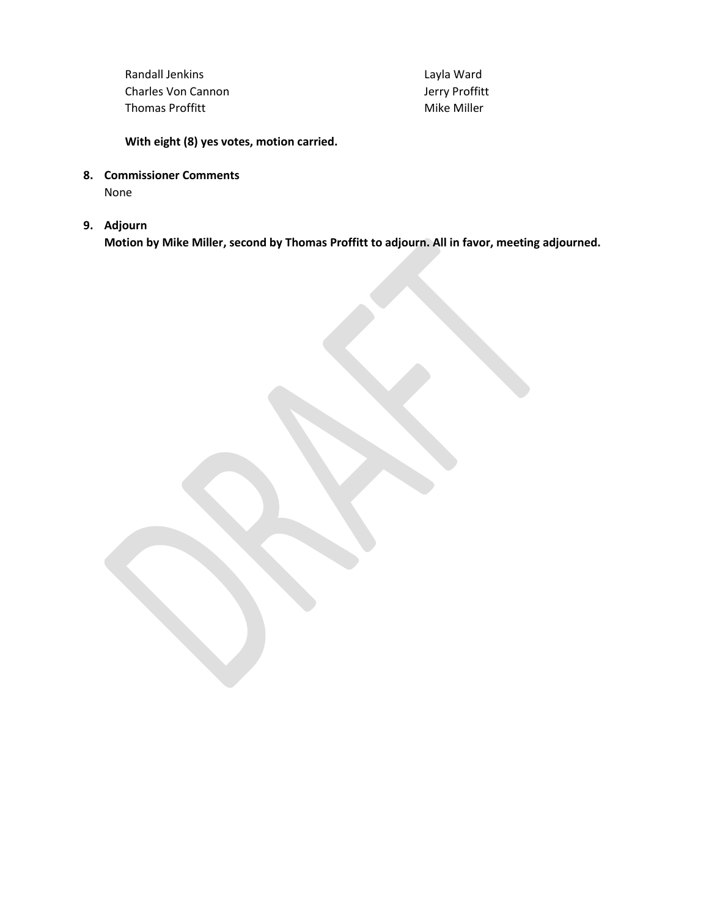| | |
|---|---|
| Randall Jenkins | Layla Ward |
| Charles Von Cannon | Jerry Proffitt |
| Thomas Proffitt | Mike Miller |

**With eight (8) yes votes, motion carried.**

8. **Commissioner Comments**

   None

9. **Adjourn**

   **Motion by Mike Miller, second by Thomas Proffitt to adjourn. All in favor, meeting adjourned.**